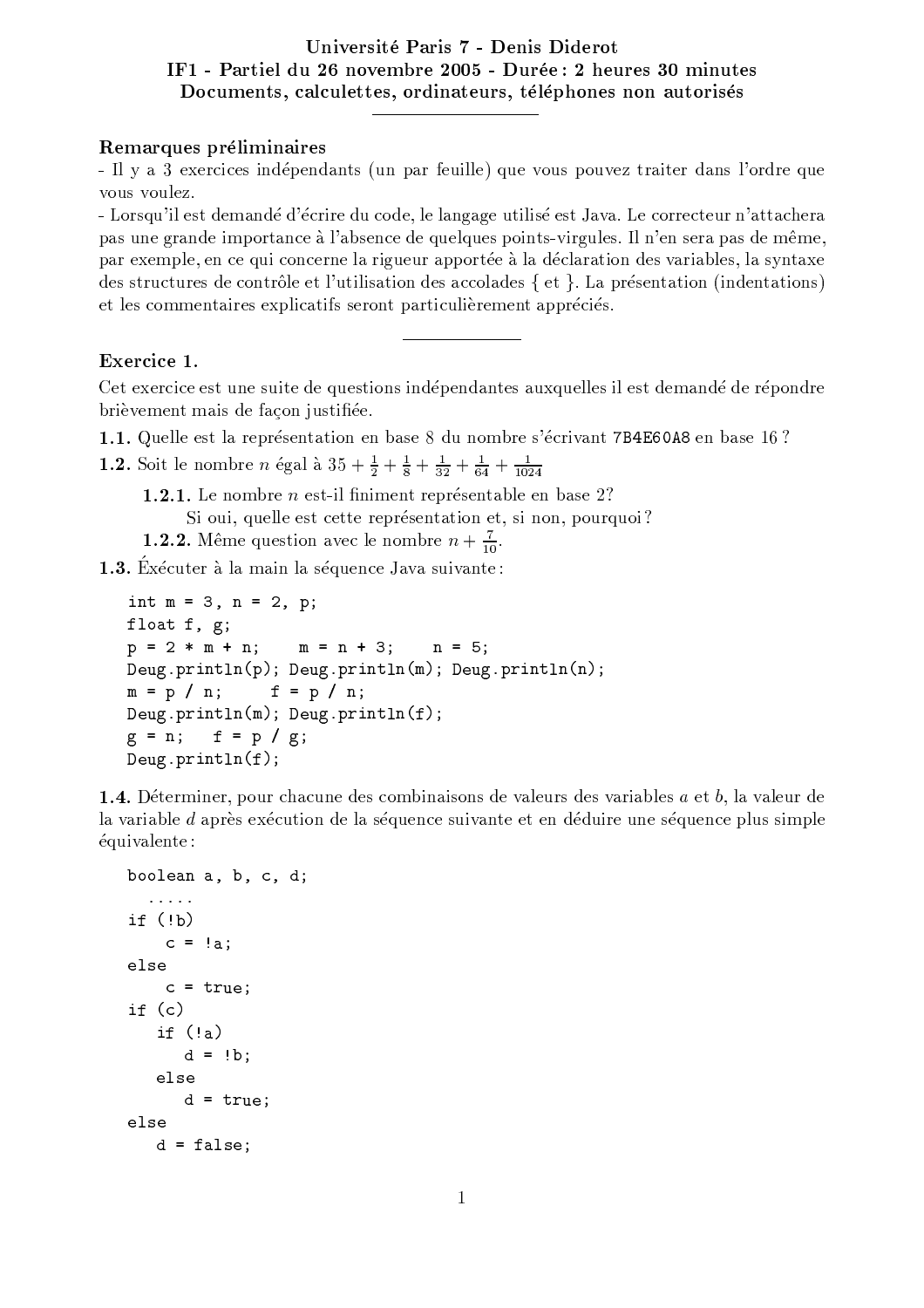**Université Paris 7 - Denis Diderot**
**IF1 - Partiel du 26 novembre 2005 - Durée : 2 heures 30 minutes**
**Documents, calculettes, ordinateurs, téléphones non autorisés**

---

### Remarques préliminaires

- Il y a 3 exercices indépendants (un par feuille) que vous pouvez traiter dans l'ordre que vous voulez.
- Lorsqu'il est demandé d'écrire du code, le langage utilisé est Java. Le correcteur n'attachera pas une grande importance à l'absence de quelques points-virgules. Il n'en sera pas de même, par exemple, en ce qui concerne la rigueur apportée à la déclaration des variables, la syntaxe des structures de contrôle et l'utilisation des accolades { et }. La présentation (indentations) et les commentaires explicatifs seront particulièrement appréciés.

---

### Exercice 1.

Cet exercice est une suite de questions indépendantes auxquelles il est demandé de répondre brièvement mais de façon justifiée.

**1.1.** Quelle est la représentation en base 8 du nombre s'écrivant `7B4E60A8` en base 16 ?

**1.2.** Soit le nombre $n$ égal à $35 + \frac{1}{2} + \frac{1}{8} + \frac{1}{32} + \frac{1}{64} + \frac{1}{1024}$

> **1.2.1.** Le nombre $n$ est-il finiment représentable en base 2?
> Si oui, quelle est cette représentation et, si non, pourquoi ?
>
> **1.2.2.** Même question avec le nombre $n + \frac{7}{10}$.

**1.3.** Exécuter à la main la séquence Java suivante :

```
int m = 3, n = 2, p;
float f, g;
p = 2 * m + n;    m = n + 3;    n = 5;
Deug.println(p); Deug.println(m); Deug.println(n);
m = p / n;     f = p / n;
Deug.println(m); Deug.println(f);
g = n;   f = p / g;
Deug.println(f);
```

**1.4.** Déterminer, pour chacune des combinaisons de valeurs des variables $a$ et $b$, la valeur de la variable $d$ après exécution de la séquence suivante et en déduire une séquence plus simple équivalente :

```
boolean a, b, c, d;
  .....
if (!b)
    c = !a;
else
    c = true;
if (c)
   if (!a)
      d = !b;
   else
      d = true;
else
   d = false;
```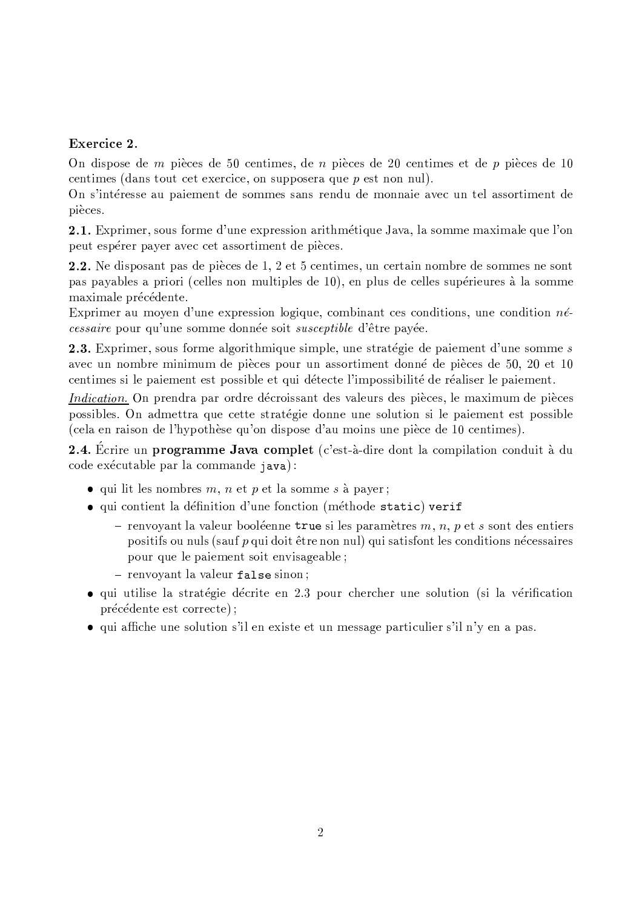**Exercice 2.**

On dispose de $m$ pièces de 50 centimes, de $n$ pièces de 20 centimes et de $p$ pièces de 10 centimes (dans tout cet exercice, on supposera que $p$ est non nul).
On s'intéresse au paiement de sommes sans rendu de monnaie avec un tel assortiment de pièces.

**2.1.** Exprimer, sous forme d'une expression arithmétique Java, la somme maximale que l'on peut espérer payer avec cet assortiment de pièces.

**2.2.** Ne disposant pas de pièces de 1, 2 et 5 centimes, un certain nombre de sommes ne sont pas payables a priori (celles non multiples de 10), en plus de celles supérieures à la somme maximale précédente.
Exprimer au moyen d'une expression logique, combinant ces conditions, une condition *nécessaire* pour qu'une somme donnée soit *susceptible* d'être payée.

**2.3.** Exprimer, sous forme algorithmique simple, une stratégie de paiement d'une somme $s$ avec un nombre minimum de pièces pour un assortiment donné de pièces de 50, 20 et 10 centimes si le paiement est possible et qui détecte l'impossibilité de réaliser le paiement.

*Indication.* On prendra par ordre décroissant des valeurs des pièces, le maximum de pièces possibles. On admettra que cette stratégie donne une solution si le paiement est possible (cela en raison de l'hypothèse qu'on dispose d'au moins une pièce de 10 centimes).

**2.4.** Écrire un **programme Java complet** (c'est-à-dire dont la compilation conduit à du code exécutable par la commande `java`) :

- qui lit les nombres $m$, $n$ et $p$ et la somme $s$ à payer ;
- qui contient la définition d'une fonction (méthode `static`) `verif`
  - renvoyant la valeur booléenne `true` si les paramètres $m$, $n$, $p$ et $s$ sont des entiers positifs ou nuls (sauf $p$ qui doit être non nul) qui satisfont les conditions nécessaires pour que le paiement soit envisageable ;
  - renvoyant la valeur `false` sinon ;
- qui utilise la stratégie décrite en 2.3 pour chercher une solution (si la vérification précédente est correcte) ;
- qui affiche une solution s'il en existe et un message particulier s'il n'y en a pas.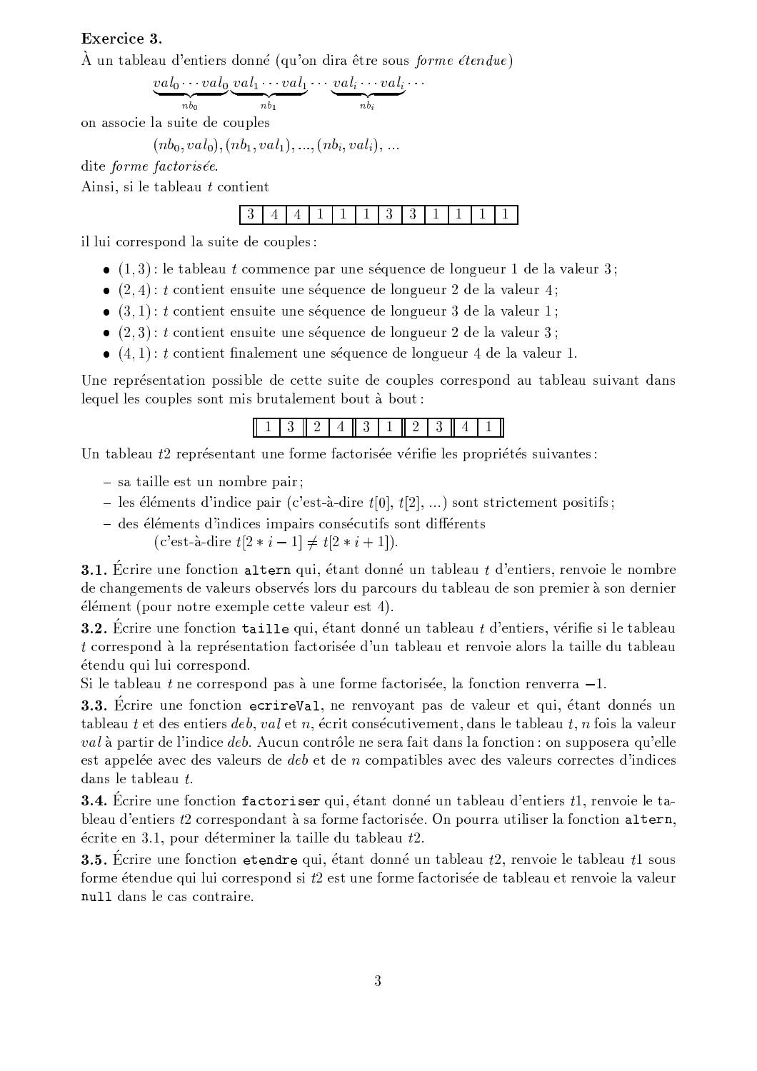**Exercice 3.**

À un tableau d'entiers donné (qu'on dira être sous *forme étendue*)

$$\underbrace{val_0 \cdots val_0}_{nb_0} \underbrace{val_1 \cdots val_1}_{nb_1} \cdots \underbrace{val_i \cdots val_i}_{nb_i} \cdots$$

on associe la suite de couples

$$(nb_0, val_0), (nb_1, val_1), ..., (nb_i, val_i), ...$$

dite *forme factorisée*.

Ainsi, si le tableau $t$ contient

| | | | | | | | | | | | |
|---|---|---|---|---|---|---|---|---|---|---|---|
| 3 | 4 | 4 | 1 | 1 | 1 | 3 | 3 | 1 | 1 | 1 | 1 |

il lui correspond la suite de couples :

- $(1, 3)$ : le tableau $t$ commence par une séquence de longueur 1 de la valeur 3 ;
- $(2, 4)$ : $t$ contient ensuite une séquence de longueur 2 de la valeur 4 ;
- $(3, 1)$ : $t$ contient ensuite une séquence de longueur 3 de la valeur 1 ;
- $(2, 3)$ : $t$ contient ensuite une séquence de longueur 2 de la valeur 3 ;
- $(4, 1)$ : $t$ contient finalement une séquence de longueur 4 de la valeur 1.

Une représentation possible de cette suite de couples correspond au tableau suivant dans lequel les couples sont mis brutalement bout à bout :

| | | | | | | | | | |
|---|---|---|---|---|---|---|---|---|---|
| 1 | 3 | 2 | 4 | 3 | 1 | 2 | 3 | 4 | 1 |

Un tableau $t2$ représentant une forme factorisée vérifie les propriétés suivantes :

- sa taille est un nombre pair ;
- les éléments d'indice pair (c'est-à-dire $t[0]$, $t[2]$, ...) sont strictement positifs ;
- des éléments d'indices impairs consécutifs sont différents
  (c'est-à-dire $t[2 * i - 1] \neq t[2 * i + 1]$).

**3.1.** Écrire une fonction `altern` qui, étant donné un tableau $t$ d'entiers, renvoie le nombre de changements de valeurs observés lors du parcours du tableau de son premier à son dernier élément (pour notre exemple cette valeur est 4).

**3.2.** Écrire une fonction `taille` qui, étant donné un tableau $t$ d'entiers, vérifie si le tableau $t$ correspond à la représentation factorisée d'un tableau et renvoie alors la taille du tableau étendu qui lui correspond.

Si le tableau $t$ ne correspond pas à une forme factorisée, la fonction renverra $-1$.

**3.3.** Écrire une fonction `ecrireVal`, ne renvoyant pas de valeur et qui, étant donnés un tableau $t$ et des entiers $deb$, $val$ et $n$, écrit consécutivement, dans le tableau $t$, $n$ fois la valeur $val$ à partir de l'indice $deb$. Aucun contrôle ne sera fait dans la fonction : on supposera qu'elle est appelée avec des valeurs de $deb$ et de $n$ compatibles avec des valeurs correctes d'indices dans le tableau $t$.

**3.4.** Écrire une fonction `factoriser` qui, étant donné un tableau d'entiers $t1$, renvoie le tableau d'entiers $t2$ correspondant à sa forme factorisée. On pourra utiliser la fonction `altern`, écrite en 3.1, pour déterminer la taille du tableau $t2$.

**3.5.** Écrire une fonction `etendre` qui, étant donné un tableau $t2$, renvoie le tableau $t1$ sous forme étendue qui lui correspond si $t2$ est une forme factorisée de tableau et renvoie la valeur `null` dans le cas contraire.